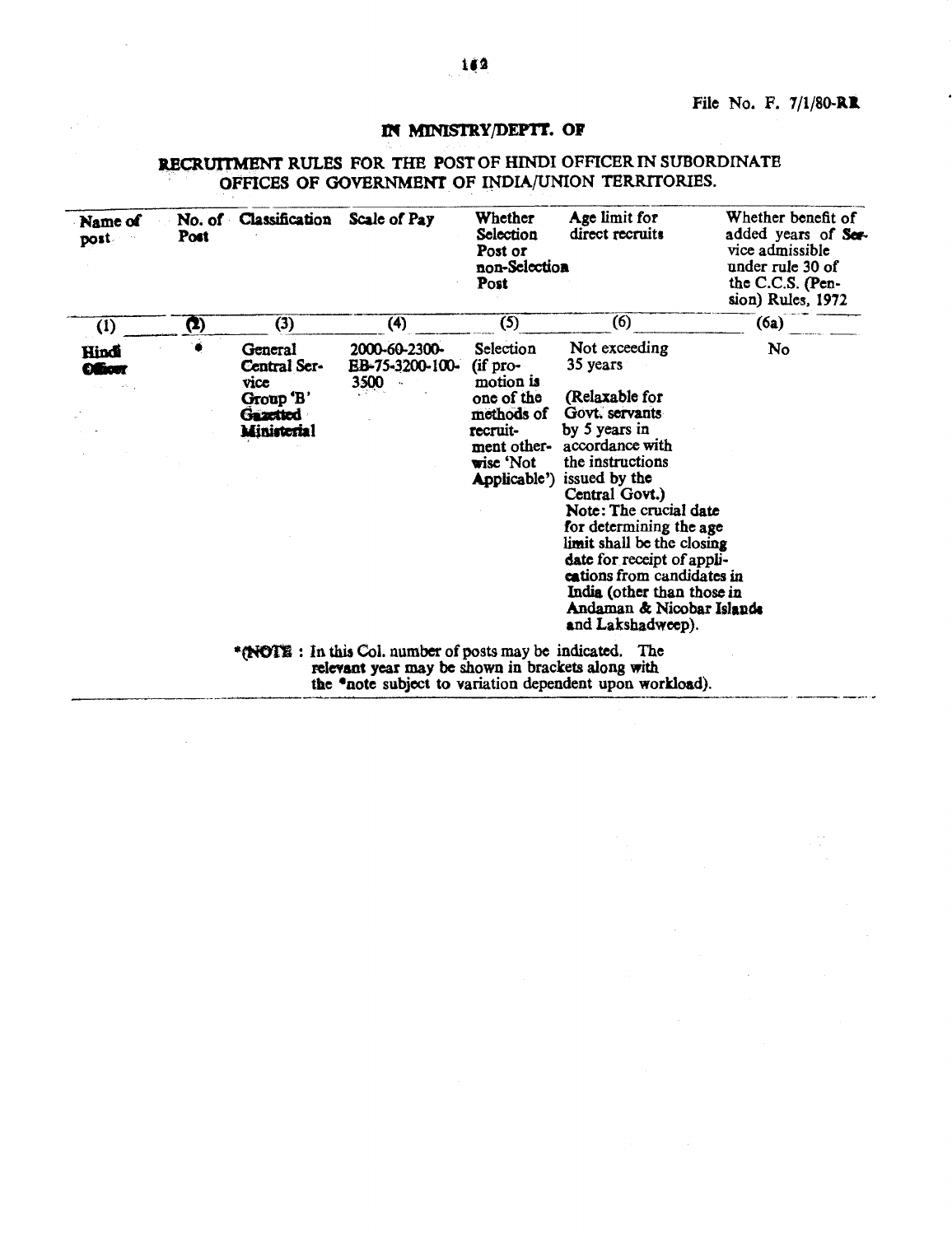File No. F. 7/1/80-RR

## IN MINISTRY/DEPTT. OF

## RECRUITMENT RULES FOR THE POST OF HINDI OFFICER IN SUBORDINATE OFFICES OF GOVERNMENT OF INDIA/UNION TERRITORIES.

| Name of post | No. of Post | Classification | Scale of Pay | Whether Selection Post or non-Selection Post | Age limit for direct recruits | Whether benefit of added years of Service admissible under rule 30 of the C.C.S. (Pension) Rules, 1972 |
|---|---|---|---|---|---|---|
| (1) | (2) | (3) | (4) | (5) | (6) | (6a) |
| Hindi Officer | * | General Central Service Group 'B' Gazetted Ministerial | 2000-60-2300-EB-75-3200-100-3500 | Selection (if promotion is one of the methods of recruitment otherwise 'Not Applicable') | Not exceeding 35 years (Relaxable for Govt. servants by 5 years in accordance with the instructions issued by the Central Govt.) Note: The crucial date for determining the age limit shall be the closing date for receipt of applications from candidates in India (other than those in Andaman & Nicobar Islands and Lakshadweep). | No |

*(NOTE : In this Col. number of posts may be indicated. The relevant year may be shown in brackets along with the *note subject to variation dependent upon workload).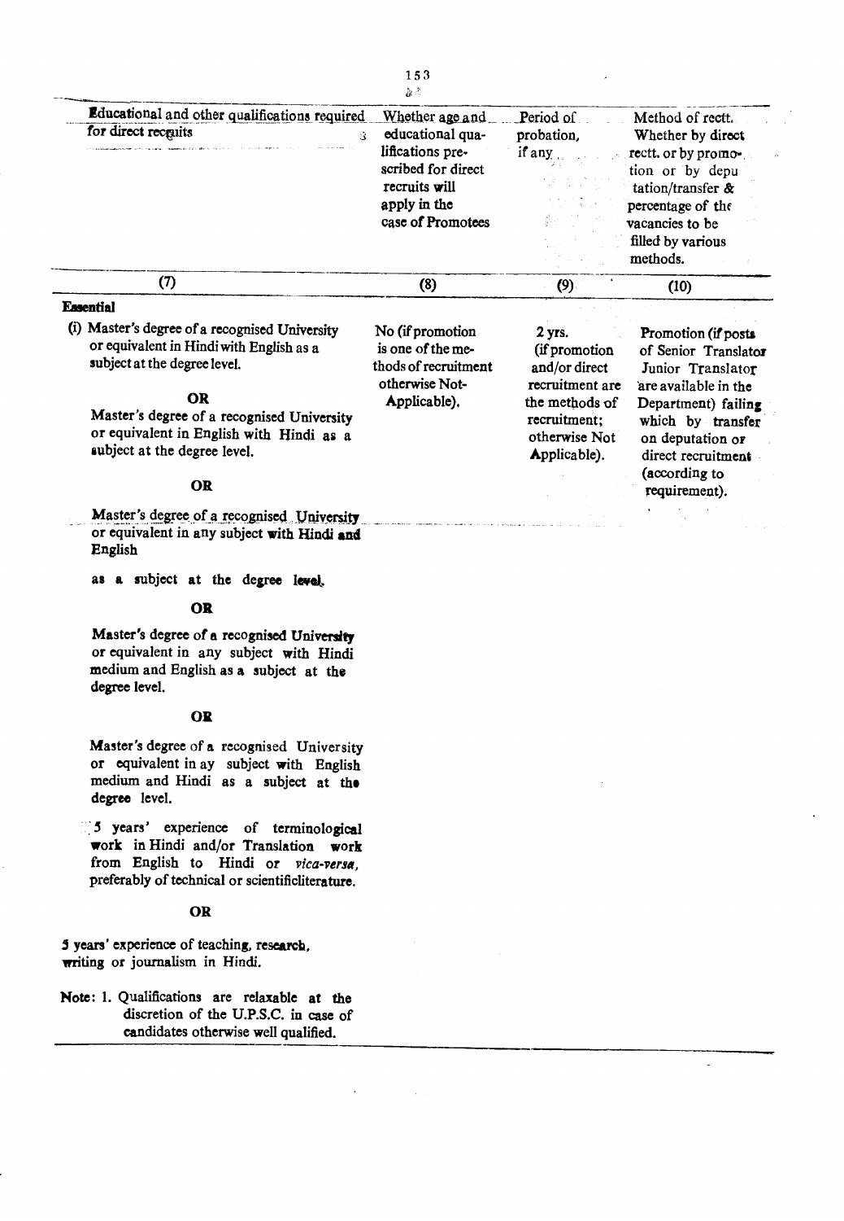| Educational and other qualifications required for direct recruits | Whether age and educational qualifications prescribed for direct recruits will apply in the case of Promotees | Period of probation, if any | Method of rectt. Whether by direct rectt. or by promotion or by deputation/transfer & percentage of the vacancies to be filled by various methods. |
|---|---|---|---|
| (7) | (8) | (9) | (10) |
| **Essential**<br>(i) Master's degree of a recognised University or equivalent in Hindi with English as a subject at the degree level.<br>**OR**<br>Master's degree of a recognised University or equivalent in English with Hindi as a subject at the degree level.<br>**OR**<br>Master's degree of a recognised University or equivalent in any subject with Hindi and English as a subject at the degree level.<br>**OR**<br>Master's degree of a recognised University or equivalent in any subject with Hindi medium and English as a subject at the degree level.<br>**OR**<br>Master's degree of a recognised University or equivalent in ay subject with English medium and Hindi as a subject at the degree level.<br>5 years' experience of terminological work in Hindi and/or Translation work from English to Hindi or *vica-versa*, preferably of technical or scientificliterature.<br>**OR**<br>5 years' experience of teaching, research, writing or journalism in Hindi.<br>Note: 1. Qualifications are relaxable at the discretion of the U.P.S.C. in case of candidates otherwise well qualified. | No (if promotion is one of the methods of recruitment otherwise Not-Applicable). | 2 yrs. (if promotion and/or direct recruitment are the methods of recruitment; otherwise Not Applicable). | Promotion (if posts of Senior Translator Junior Translator are available in the Department) failing which by transfer on deputation or direct recruitment (according to requirement). |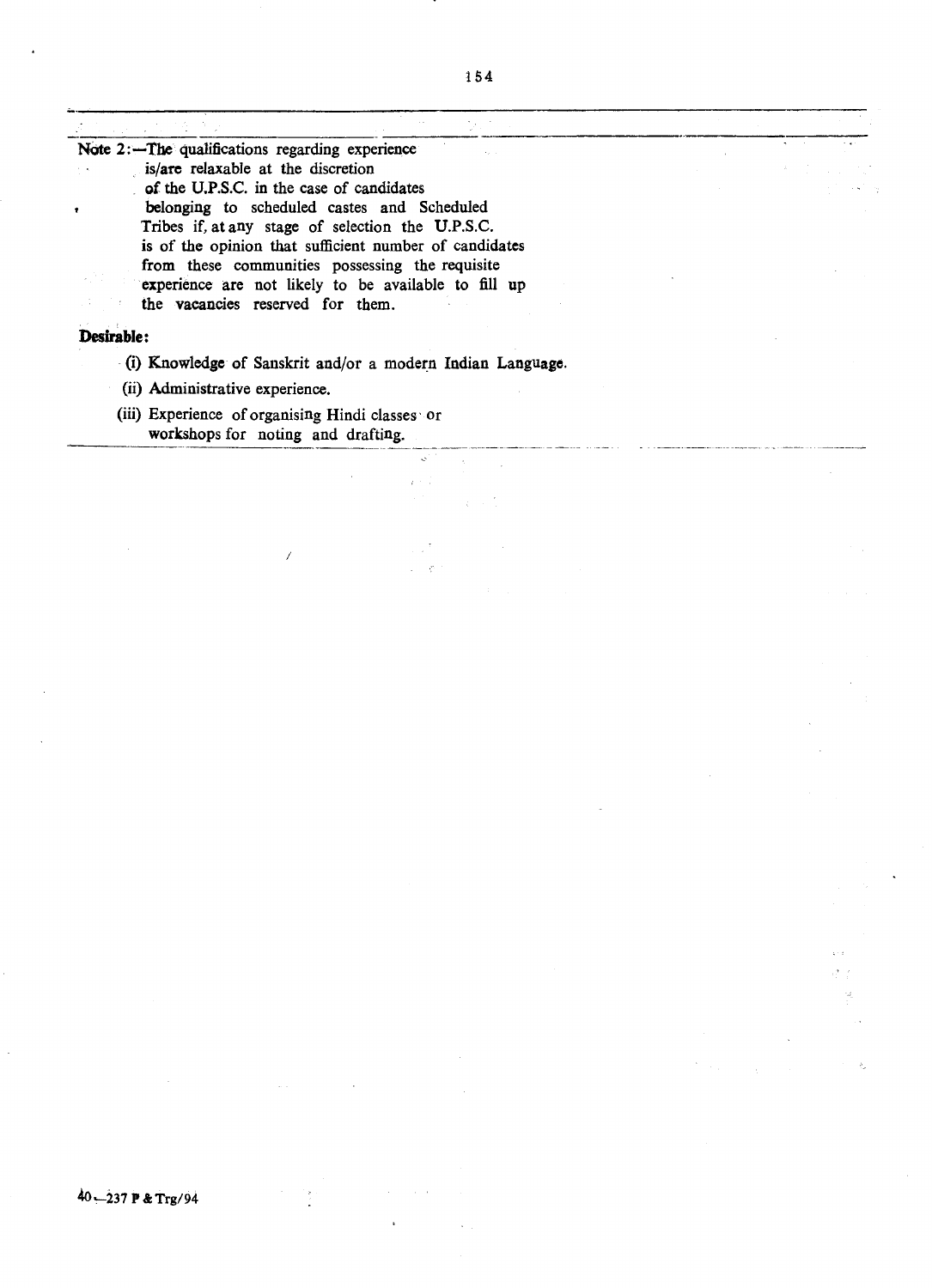Note 2:—The qualifications regarding experience is/are relaxable at the discretion of the U.P.S.C. in the case of candidates belonging to scheduled castes and Scheduled Tribes if, at any stage of selection the U.P.S.C. is of the opinion that sufficient number of candidates from these communities possessing the requisite experience are not likely to be available to fill up the vacancies reserved for them.

**Desirable:**

(i) Knowledge of Sanskrit and/or a modern Indian Language.

(ii) Administrative experience.

(iii) Experience of organising Hindi classes or workshops for noting and drafting.

40—237 P & Trg/94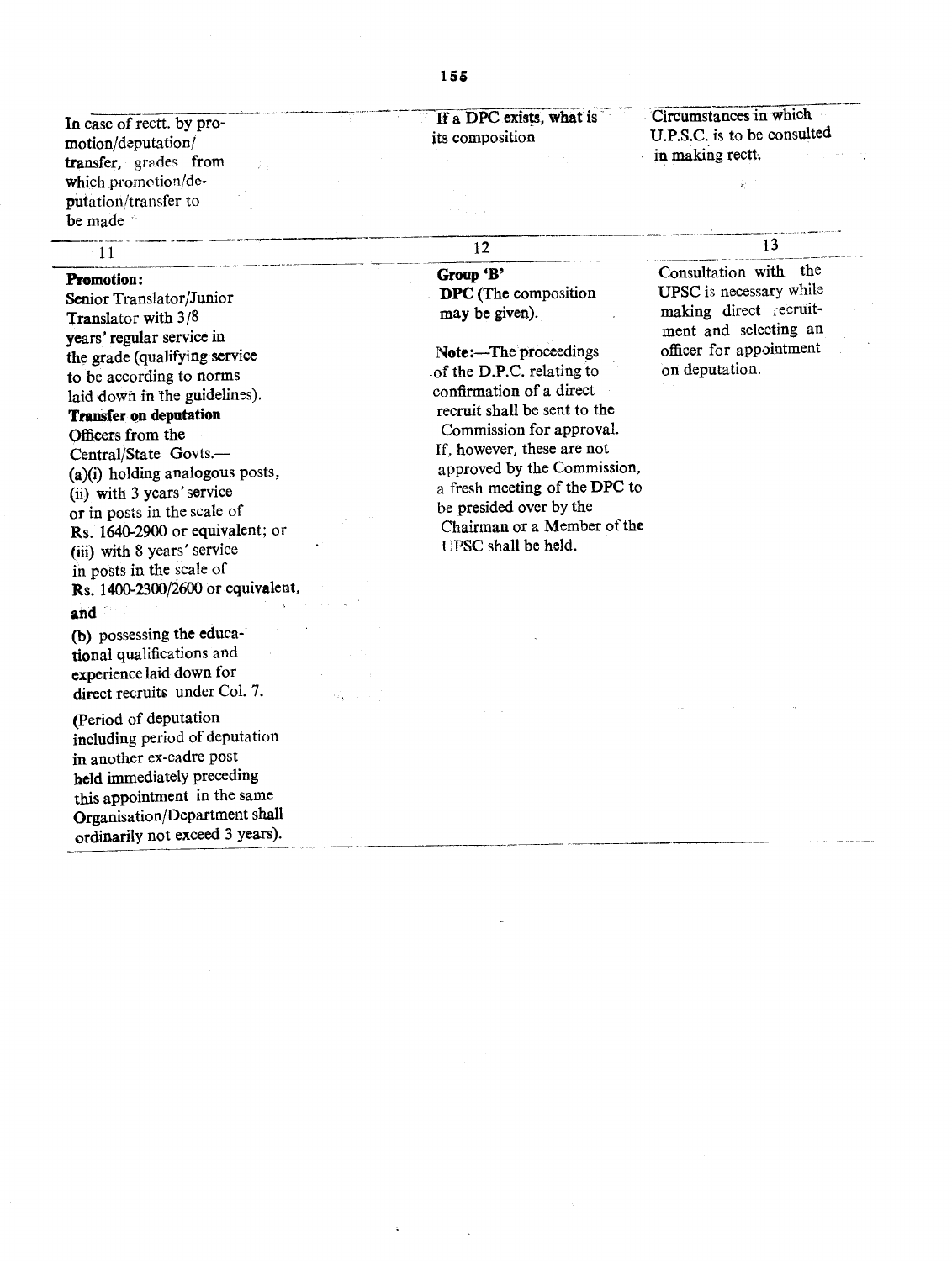| In case of rectt. by promotion/deputation/ transfer, grades from which promotion/deputation/transfer to be made | If a DPC exists, what is its composition | Circumstances in which U.P.S.C. is to be consulted in making rectt. |
|---|---|---|
| 11 | 12 | 13 |
| **Promotion:**<br>Senior Translator/Junior Translator with 3/8 years' regular service in the grade (qualifying service to be according to norms laid down in the guidelines).<br>**Transfer on deputation**<br>Officers from the Central/State Govts.—<br>(a)(i) holding analogous posts,<br>(ii) with 3 years' service or in posts in the scale of Rs. 1640-2900 or equivalent; or<br>(iii) with 8 years' service in posts in the scale of Rs. 1400-2300/2600 or equivalent,<br>**and**<br>(b) possessing the educational qualifications and experience laid down for direct recruits under Col. 7.<br>(Period of deputation including period of deputation in another ex-cadre post held immediately preceding this appointment in the same Organisation/Department shall ordinarily not exceed 3 years). | **Group 'B'**<br>**DPC** (The composition may be given).<br><br>**Note:**—The proceedings of the D.P.C. relating to confirmation of a direct recruit shall be sent to the Commission for approval. If, however, these are not approved by the Commission, a fresh meeting of the DPC to be presided over by the Chairman or a Member of the UPSC shall be held. | Consultation with the UPSC is necessary while making direct recruitment and selecting an officer for appointment on deputation. |